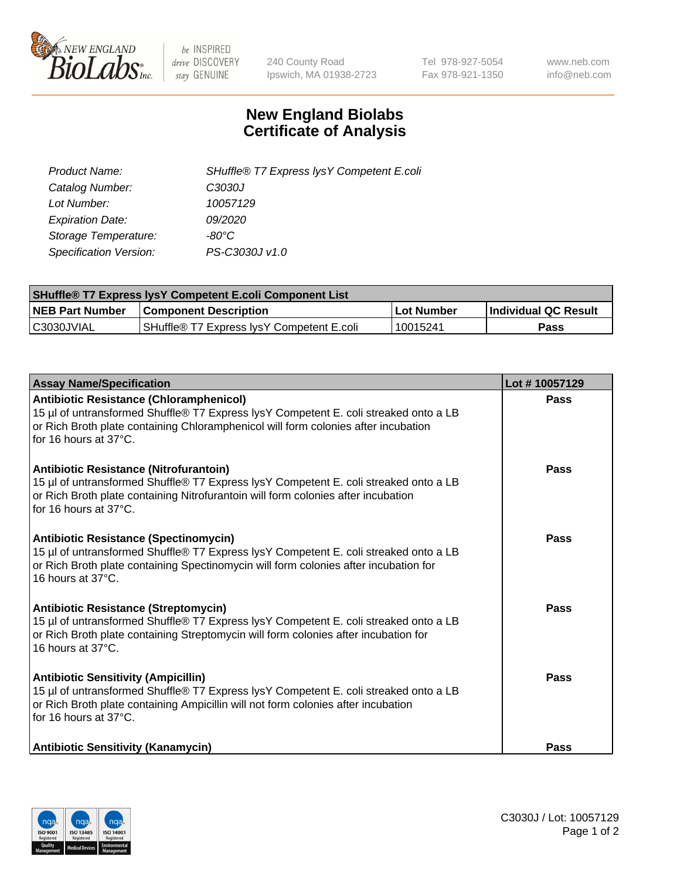NEW ENGLAND BioLabs Inc. — be INSPIRED drive DISCOVERY stay GENUINE

240 County Road
Ipswich, MA 01938-2723

Tel 978-927-5054
Fax 978-921-1350

www.neb.com
info@neb.com

# New England Biolabs
# Certificate of Analysis

| | |
|---|---|
| *Product Name:* | *SHuffle® T7 Express lysY Competent E.coli* |
| *Catalog Number:* | *C3030J* |
| *Lot Number:* | *10057129* |
| *Expiration Date:* | *09/2020* |
| *Storage Temperature:* | *-80°C* |
| *Specification Version:* | *PS-C3030J v1.0* |

| SHuffle® T7 Express lysY Competent E.coli Component List | | | |
|---|---|---|---|
| **NEB Part Number** | **Component Description** | **Lot Number** | **Individual QC Result** |
| C3030JVIAL | SHuffle® T7 Express lysY Competent E.coli | 10015241 | **Pass** |

| Assay Name/Specification | Lot # 10057129 |
|---|---|
| **Antibiotic Resistance (Chloramphenicol)**<br>15 µl of untransformed Shuffle® T7 Express lysY Competent E. coli streaked onto a LB or Rich Broth plate containing Chloramphenicol will form colonies after incubation for 16 hours at 37°C. | **Pass** |
| **Antibiotic Resistance (Nitrofurantoin)**<br>15 µl of untransformed Shuffle® T7 Express lysY Competent E. coli streaked onto a LB or Rich Broth plate containing Nitrofurantoin will form colonies after incubation for 16 hours at 37°C. | **Pass** |
| **Antibiotic Resistance (Spectinomycin)**<br>15 µl of untransformed Shuffle® T7 Express lysY Competent E. coli streaked onto a LB or Rich Broth plate containing Spectinomycin will form colonies after incubation for 16 hours at 37°C. | **Pass** |
| **Antibiotic Resistance (Streptomycin)**<br>15 µl of untransformed Shuffle® T7 Express lysY Competent E. coli streaked onto a LB or Rich Broth plate containing Streptomycin will form colonies after incubation for 16 hours at 37°C. | **Pass** |
| **Antibiotic Sensitivity (Ampicillin)**<br>15 µl of untransformed Shuffle® T7 Express lysY Competent E. coli streaked onto a LB or Rich Broth plate containing Ampicillin will not form colonies after incubation for 16 hours at 37°C. | **Pass** |
| **Antibiotic Sensitivity (Kanamycin)** | **Pass** |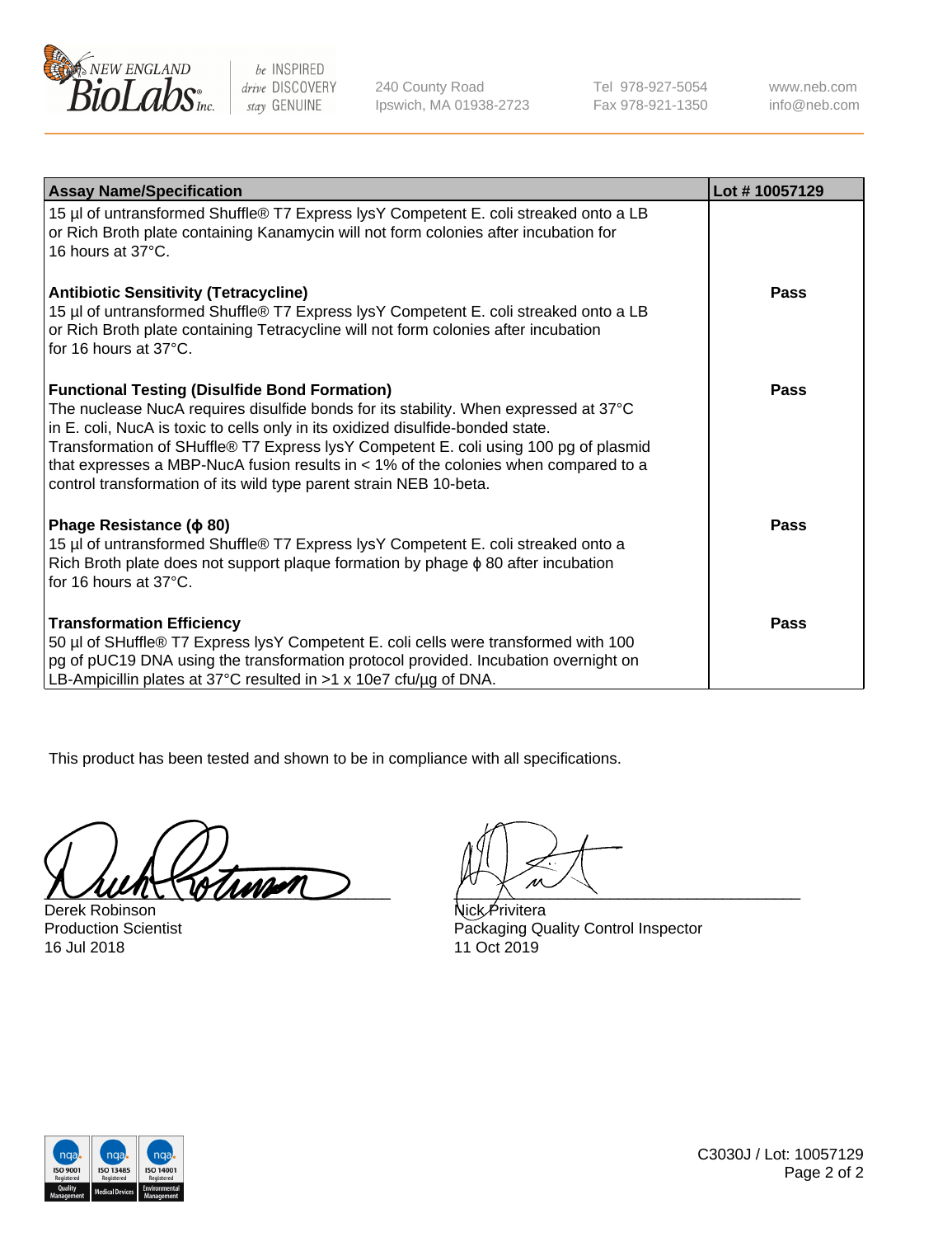| Assay Name/Specification | Lot # 10057129 |
| --- | --- |
| 15 µl of untransformed Shuffle® T7 Express lysY Competent E. coli streaked onto a LB or Rich Broth plate containing Kanamycin will not form colonies after incubation for 16 hours at 37°C. | |
| **Antibiotic Sensitivity (Tetracycline)**<br>15 µl of untransformed Shuffle® T7 Express lysY Competent E. coli streaked onto a LB or Rich Broth plate containing Tetracycline will not form colonies after incubation for 16 hours at 37°C. | **Pass** |
| **Functional Testing (Disulfide Bond Formation)**<br>The nuclease NucA requires disulfide bonds for its stability. When expressed at 37°C in E. coli, NucA is toxic to cells only in its oxidized disulfide-bonded state. Transformation of SHuffle® T7 Express lysY Competent E. coli using 100 pg of plasmid that expresses a MBP-NucA fusion results in < 1% of the colonies when compared to a control transformation of its wild type parent strain NEB 10-beta. | **Pass** |
| **Phage Resistance (ϕ 80)**<br>15 µl of untransformed Shuffle® T7 Express lysY Competent E. coli streaked onto a Rich Broth plate does not support plaque formation by phage ϕ 80 after incubation for 16 hours at 37°C. | **Pass** |
| **Transformation Efficiency**<br>50 µl of SHuffle® T7 Express lysY Competent E. coli cells were transformed with 100 pg of pUC19 DNA using the transformation protocol provided. Incubation overnight on LB-Ampicillin plates at 37°C resulted in >1 x 10e7 cfu/µg of DNA. | **Pass** |

This product has been tested and shown to be in compliance with all specifications.

Derek Robinson
Production Scientist
16 Jul 2018

Nick Privitera
Packaging Quality Control Inspector
11 Oct 2019

C3030J / Lot: 10057129